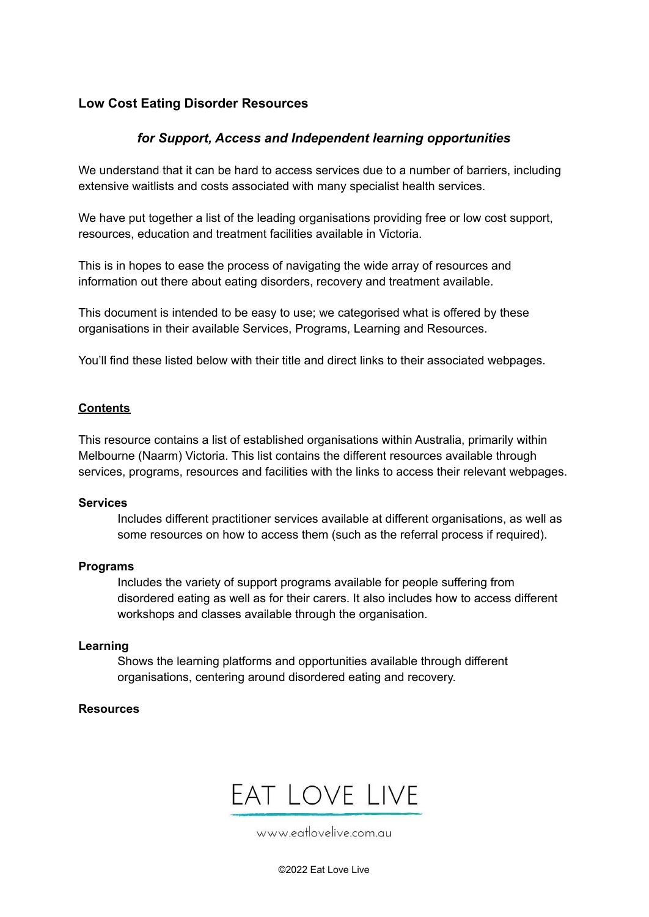# Low Cost Eating Disorder Resources

### *for Support, Access and Independent learning opportunities*

We understand that it can be hard to access services due to a number of barriers, including extensive waitlists and costs associated with many specialist health services.

We have put together a list of the leading organisations providing free or low cost support, resources, education and treatment facilities available in Victoria.

This is in hopes to ease the process of navigating the wide array of resources and information out there about eating disorders, recovery and treatment available.

This document is intended to be easy to use; we categorised what is offered by these organisations in their available Services, Programs, Learning and Resources.

You'll find these listed below with their title and direct links to their associated webpages.

## Contents

This resource contains a list of established organisations within Australia, primarily within Melbourne (Naarm) Victoria. This list contains the different resources available through services, programs, resources and facilities with the links to access their relevant webpages.

**Services**

Includes different practitioner services available at different organisations, as well as some resources on how to access them (such as the referral process if required).

**Programs**

Includes the variety of support programs available for people suffering from disordered eating as well as for their carers. It also includes how to access different workshops and classes available through the organisation.

**Learning**

Shows the learning platforms and opportunities available through different organisations, centering around disordered eating and recovery.

**Resources**

EAT LOVE LIVE

www.eatlovelive.com.au

©2022 Eat Love Live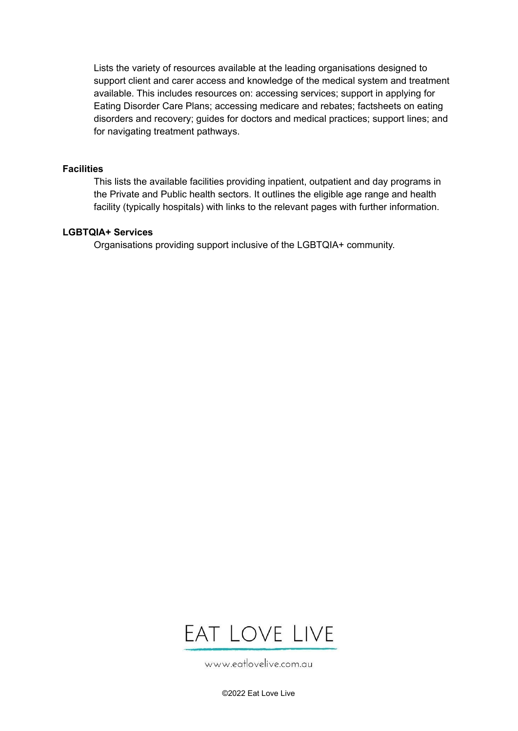Lists the variety of resources available at the leading organisations designed to support client and carer access and knowledge of the medical system and treatment available. This includes resources on: accessing services; support in applying for Eating Disorder Care Plans; accessing medicare and rebates; factsheets on eating disorders and recovery; guides for doctors and medical practices; support lines; and for navigating treatment pathways.

**Facilities**

This lists the available facilities providing inpatient, outpatient and day programs in the Private and Public health sectors. It outlines the eligible age range and health facility (typically hospitals) with links to the relevant pages with further information.

**LGBTQIA+ Services**

Organisations providing support inclusive of the LGBTQIA+ community.

EAT LOVE LIVE

www.eatlovelive.com.au

©2022 Eat Love Live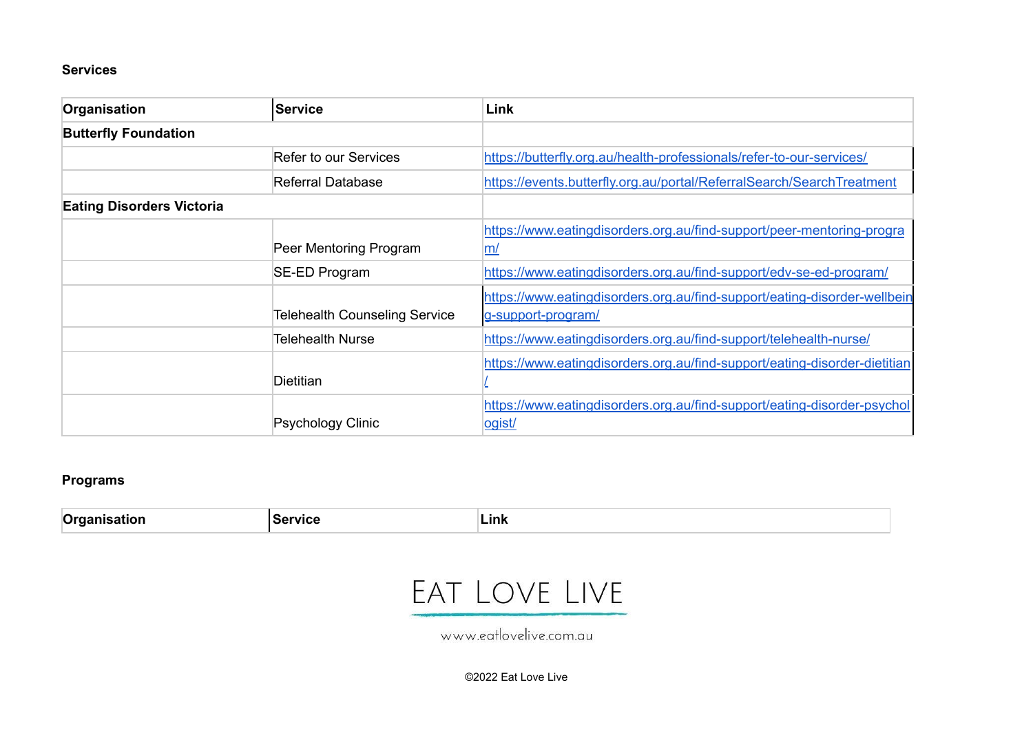**Services**

| Organisation | Service | Link |
|---|---|---|
| **Butterfly Foundation** | | |
| | Refer to our Services | https://butterfly.org.au/health-professionals/refer-to-our-services/ |
| | Referral Database | https://events.butterfly.org.au/portal/ReferralSearch/SearchTreatment |
| **Eating Disorders Victoria** | | |
| | Peer Mentoring Program | https://www.eatingdisorders.org.au/find-support/peer-mentoring-program/ |
| | SE-ED Program | https://www.eatingdisorders.org.au/find-support/edv-se-ed-program/ |
| | Telehealth Counseling Service | https://www.eatingdisorders.org.au/find-support/eating-disorder-wellbeing-support-program/ |
| | Telehealth Nurse | https://www.eatingdisorders.org.au/find-support/telehealth-nurse/ |
| | Dietitian | https://www.eatingdisorders.org.au/find-support/eating-disorder-dietitian/ |
| | Psychology Clinic | https://www.eatingdisorders.org.au/find-support/eating-disorder-psychologist/ |

**Programs**

| Organisation | Service | Link |
|---|---|---|

EAT LOVE LIVE

www.eatlovelive.com.au

©2022 Eat Love Live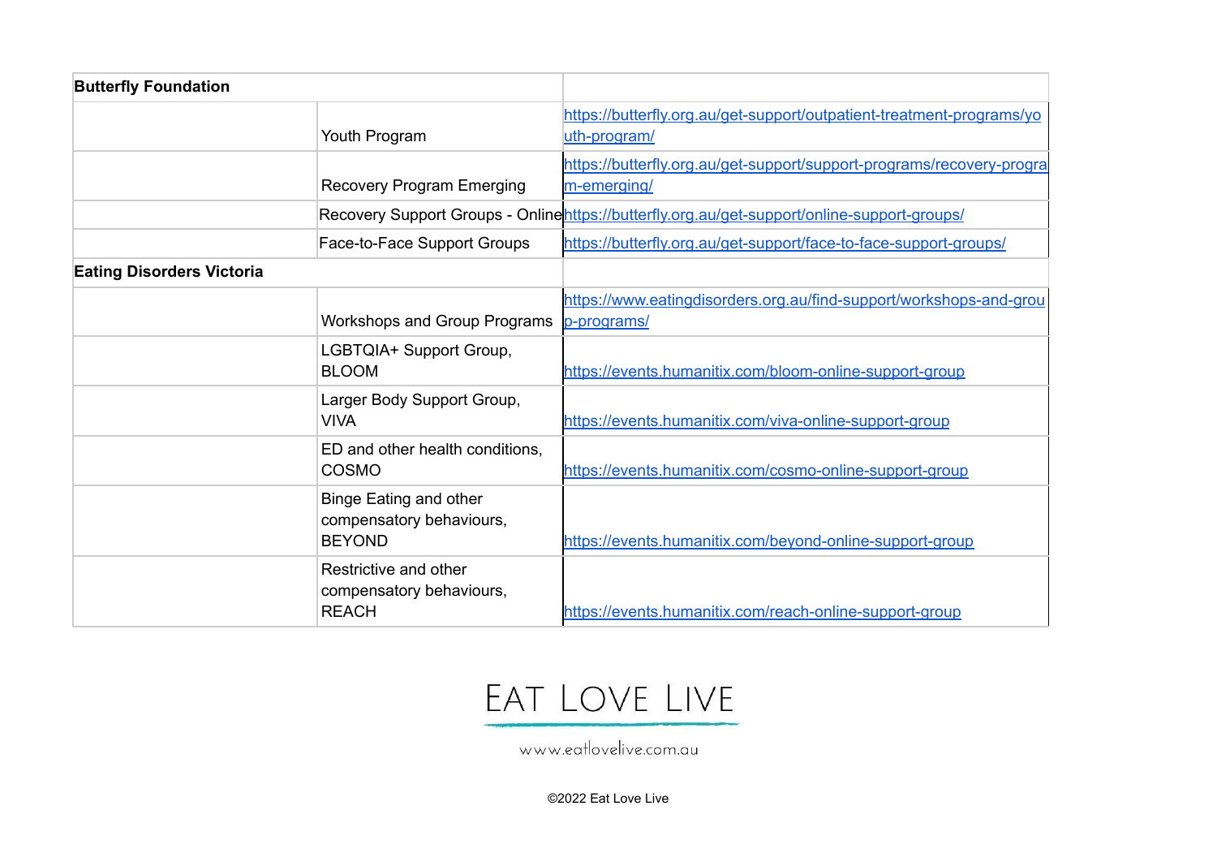| **Butterfly Foundation** | | |
|---|---|---|
| | Youth Program | https://butterfly.org.au/get-support/outpatient-treatment-programs/youth-program/ |
| | Recovery Program Emerging | https://butterfly.org.au/get-support/support-programs/recovery-program-emerging/ |
| | Recovery Support Groups - Online | https://butterfly.org.au/get-support/online-support-groups/ |
| | Face-to-Face Support Groups | https://butterfly.org.au/get-support/face-to-face-support-groups/ |
| **Eating Disorders Victoria** | | |
| | Workshops and Group Programs | https://www.eatingdisorders.org.au/find-support/workshops-and-group-programs/ |
| | LGBTQIA+ Support Group, BLOOM | https://events.humanitix.com/bloom-online-support-group |
| | Larger Body Support Group, VIVA | https://events.humanitix.com/viva-online-support-group |
| | ED and other health conditions, COSMO | https://events.humanitix.com/cosmo-online-support-group |
| | Binge Eating and other compensatory behaviours, BEYOND | https://events.humanitix.com/beyond-online-support-group |
| | Restrictive and other compensatory behaviours, REACH | https://events.humanitix.com/reach-online-support-group |

EAT LOVE LIVE

www.eatlovelive.com.au

©2022 Eat Love Live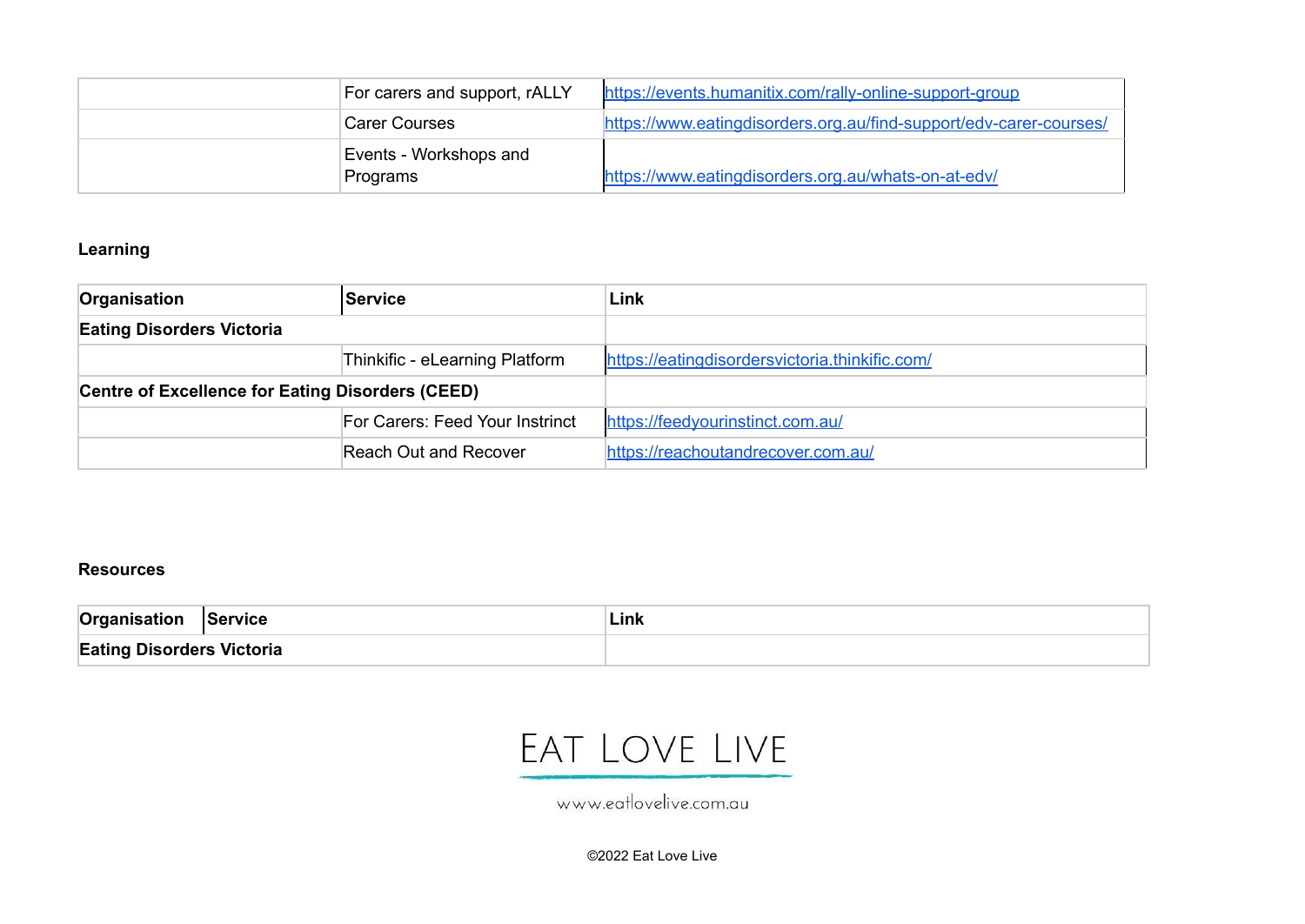| | | |
|---|---|---|
| | For carers and support, rALLY | https://events.humanitix.com/rally-online-support-group |
| | Carer Courses | https://www.eatingdisorders.org.au/find-support/edv-carer-courses/ |
| | Events - Workshops and Programs | https://www.eatingdisorders.org.au/whats-on-at-edv/ |

**Learning**

| Organisation | Service | Link |
|---|---|---|
| **Eating Disorders Victoria** | | |
| | Thinkific - eLearning Platform | https://eatingdisordersvictoria.thinkific.com/ |
| **Centre of Excellence for Eating Disorders (CEED)** | | |
| | For Carers: Feed Your Instrinct | https://feedyourinstinct.com.au/ |
| | Reach Out and Recover | https://reachoutandrecover.com.au/ |

**Resources**

| Organisation | Service | Link |
|---|---|---|
| **Eating Disorders Victoria** | | |

EAT LOVE LIVE

www.eatlovelive.com.au

©2022 Eat Love Live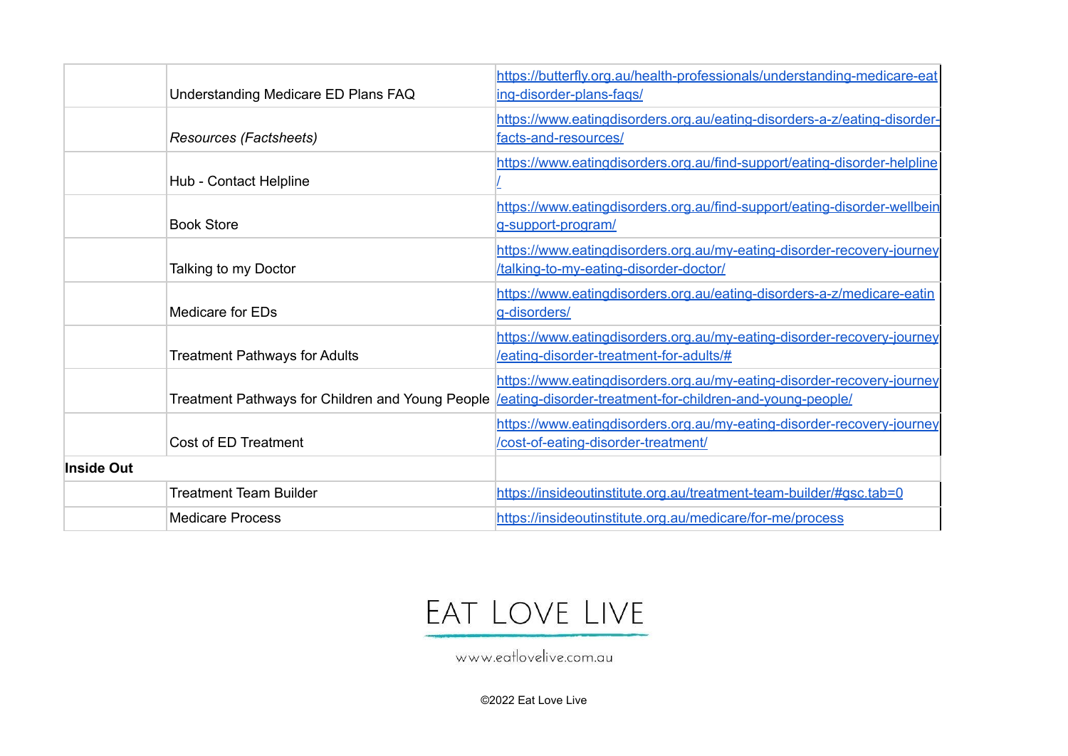| | | |
|---|---|---|
| | Understanding Medicare ED Plans FAQ | https://butterfly.org.au/health-professionals/understanding-medicare-eating-disorder-plans-faqs/ |
| | *Resources (Factsheets)* | https://www.eatingdisorders.org.au/eating-disorders-a-z/eating-disorder-facts-and-resources/ |
| | Hub - Contact Helpline | https://www.eatingdisorders.org.au/find-support/eating-disorder-helpline/ |
| | Book Store | https://www.eatingdisorders.org.au/find-support/eating-disorder-wellbeing-support-program/ |
| | Talking to my Doctor | https://www.eatingdisorders.org.au/my-eating-disorder-recovery-journey/talking-to-my-eating-disorder-doctor/ |
| | Medicare for EDs | https://www.eatingdisorders.org.au/eating-disorders-a-z/medicare-eating-disorders/ |
| | Treatment Pathways for Adults | https://www.eatingdisorders.org.au/my-eating-disorder-recovery-journey/eating-disorder-treatment-for-adults/# |
| | Treatment Pathways for Children and Young People | https://www.eatingdisorders.org.au/my-eating-disorder-recovery-journey/eating-disorder-treatment-for-children-and-young-people/ |
| | Cost of ED Treatment | https://www.eatingdisorders.org.au/my-eating-disorder-recovery-journey/cost-of-eating-disorder-treatment/ |
| **Inside Out** | | |
| | Treatment Team Builder | https://insideoutinstitute.org.au/treatment-team-builder/#gsc.tab=0 |
| | Medicare Process | https://insideoutinstitute.org.au/medicare/for-me/process |

EAT LOVE LIVE

www.eatlovelive.com.au

©2022 Eat Love Live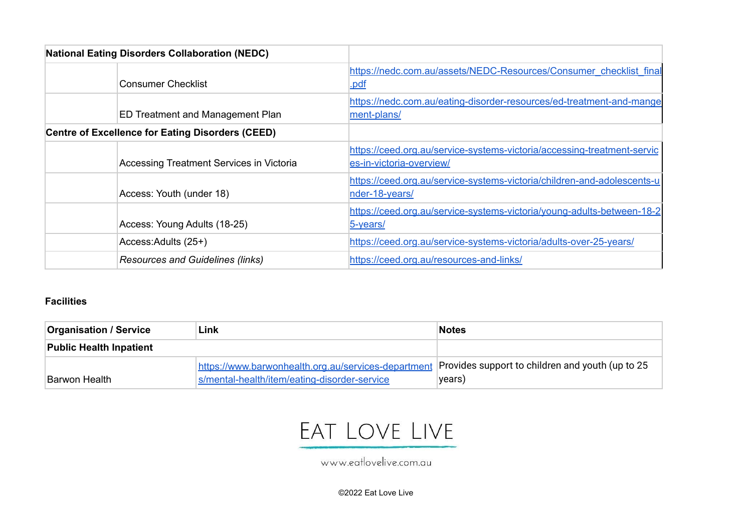| National Eating Disorders Collaboration (NEDC) | | |
|---|---|---|
| | Consumer Checklist | https://nedc.com.au/assets/NEDC-Resources/Consumer_checklist_final.pdf |
| | ED Treatment and Management Plan | https://nedc.com.au/eating-disorder-resources/ed-treatment-and-mangement-plans/ |
| **Centre of Excellence for Eating Disorders (CEED)** | | |
| | Accessing Treatment Services in Victoria | https://ceed.org.au/service-systems-victoria/accessing-treatment-services-in-victoria-overview/ |
| | Access: Youth (under 18) | https://ceed.org.au/service-systems-victoria/children-and-adolescents-under-18-years/ |
| | Access: Young Adults (18-25) | https://ceed.org.au/service-systems-victoria/young-adults-between-18-25-years/ |
| | Access:Adults (25+) | https://ceed.org.au/service-systems-victoria/adults-over-25-years/ |
| | *Resources and Guidelines (links)* | https://ceed.org.au/resources-and-links/ |

**Facilities**

| Organisation / Service | Link | Notes |
|---|---|---|
| **Public Health Inpatient** | | |
| Barwon Health | https://www.barwonhealth.org.au/services-departments/mental-health/item/eating-disorder-service | Provides support to children and youth (up to 25 years) |

EAT LOVE LIVE

www.eatlovelive.com.au

©2022 Eat Love Live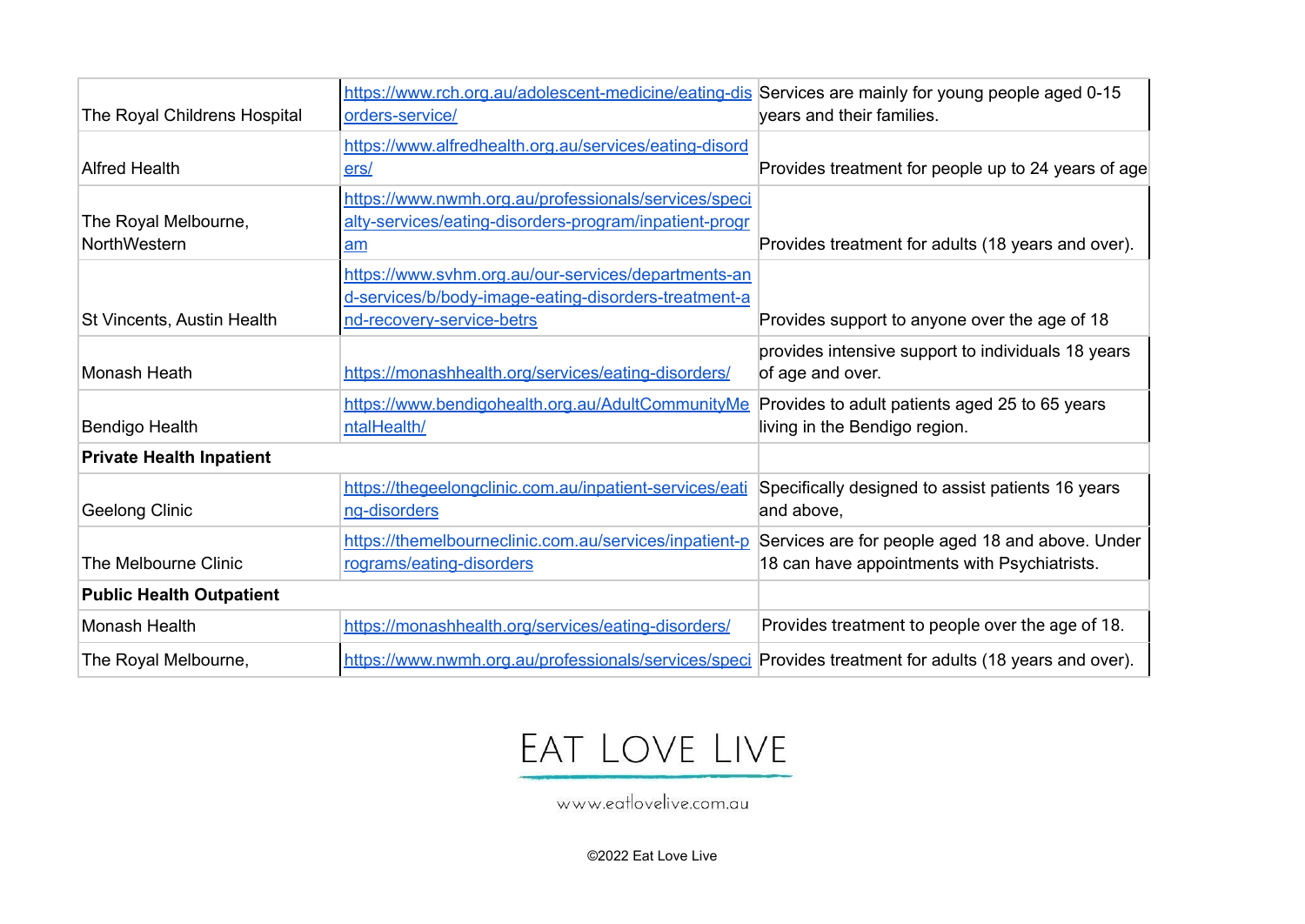| | | |
|---|---|---|
| The Royal Childrens Hospital | https://www.rch.org.au/adolescent-medicine/eating-disorders-service/ | Services are mainly for young people aged 0-15 years and their families. |
| Alfred Health | https://www.alfredhealth.org.au/services/eating-disorders/ | Provides treatment for people up to 24 years of age |
| The Royal Melbourne, NorthWestern | https://www.nwmh.org.au/professionals/services/specialty-services/eating-disorders-program/inpatient-program | Provides treatment for adults (18 years and over). |
| St Vincents, Austin Health | https://www.svhm.org.au/our-services/departments-and-services/b/body-image-eating-disorders-treatment-and-recovery-service-betrs | Provides support to anyone over the age of 18 |
| Monash Heath | https://monashhealth.org/services/eating-disorders/ | provides intensive support to individuals 18 years of age and over. |
| Bendigo Health | https://www.bendigohealth.org.au/AdultCommunityMentalHealth/ | Provides to adult patients aged 25 to 65 years living in the Bendigo region. |
| **Private Health Inpatient** | | |
| Geelong Clinic | https://thegeelongclinic.com.au/inpatient-services/eating-disorders | Specifically designed to assist patients 16 years and above, |
| The Melbourne Clinic | https://themelbourneclinic.com.au/services/inpatient-programs/eating-disorders | Services are for people aged 18 and above. Under 18 can have appointments with Psychiatrists. |
| **Public Health Outpatient** | | |
| Monash Health | https://monashhealth.org/services/eating-disorders/ | Provides treatment to people over the age of 18. |
| The Royal Melbourne, | https://www.nwmh.org.au/professionals/services/speci | Provides treatment for adults (18 years and over). |

EAT LOVE LIVE

www.eatlovelive.com.au

©2022 Eat Love Live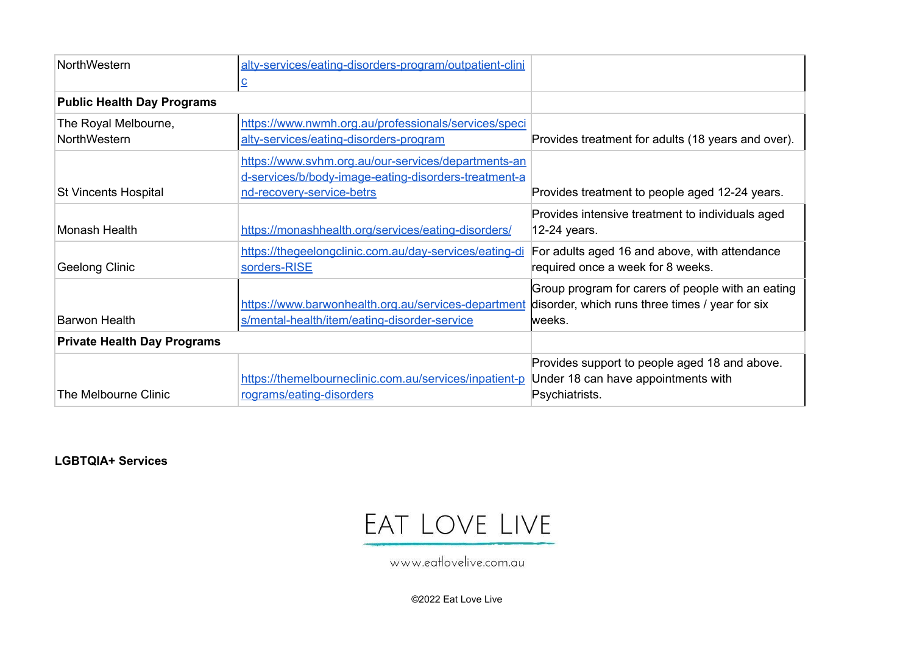| | | |
|---|---|---|
| NorthWestern | alty-services/eating-disorders-program/outpatient-clinic | |
| **Public Health Day Programs** | | |
| The Royal Melbourne, NorthWestern | https://www.nwmh.org.au/professionals/services/specialty-services/eating-disorders-program | Provides treatment for adults (18 years and over). |
| St Vincents Hospital | https://www.svhm.org.au/our-services/departments-and-services/b/body-image-eating-disorders-treatment-and-recovery-service-betrs | Provides treatment to people aged 12-24 years. |
| Monash Health | https://monashhealth.org/services/eating-disorders/ | Provides intensive treatment to individuals aged 12-24 years. |
| Geelong Clinic | https://thegeelongclinic.com.au/day-services/eating-disorders-RISE | For adults aged 16 and above, with attendance required once a week for 8 weeks. |
| Barwon Health | https://www.barwonhealth.org.au/services-departments/mental-health/item/eating-disorder-service | Group program for carers of people with an eating disorder, which runs three times / year for six weeks. |
| **Private Health Day Programs** | | |
| The Melbourne Clinic | https://themelbourneclinic.com.au/services/inpatient-programs/eating-disorders | Provides support to people aged 18 and above. Under 18 can have appointments with Psychiatrists. |

**LGBTQIA+ Services**

EAT LOVE LIVE

www.eatlovelive.com.au

©2022 Eat Love Live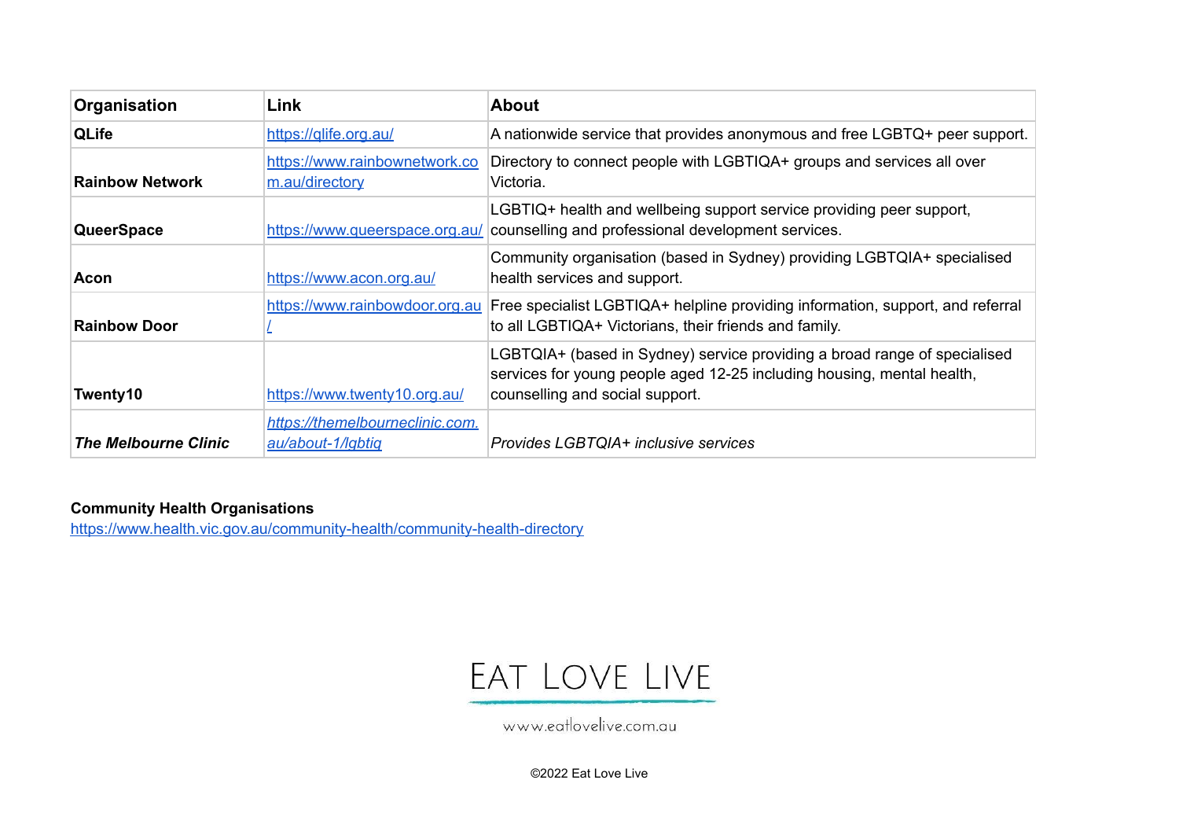| Organisation | Link | About |
|---|---|---|
| **QLife** | https://qlife.org.au/ | A nationwide service that provides anonymous and free LGBTQ+ peer support. |
| **Rainbow Network** | https://www.rainbownetwork.com.au/directory | Directory to connect people with LGBTIQA+ groups and services all over Victoria. |
| **QueerSpace** | https://www.queerspace.org.au/ | LGBTIQ+ health and wellbeing support service providing peer support, counselling and professional development services. |
| **Acon** | https://www.acon.org.au/ | Community organisation (based in Sydney) providing LGBTQIA+ specialised health services and support. |
| **Rainbow Door** | https://www.rainbowdoor.org.au/ | Free specialist LGBTIQA+ helpline providing information, support, and referral to all LGBTIQA+ Victorians, their friends and family. |
| **Twenty10** | https://www.twenty10.org.au/ | LGBTQIA+ (based in Sydney) service providing a broad range of specialised services for young people aged 12-25 including housing, mental health, counselling and social support. |
| ***The Melbourne Clinic*** | *https://themelbourneclinic.com.au/about-1/lgbtiq* | *Provides LGBTQIA+ inclusive services* |

**Community Health Organisations**
https://www.health.vic.gov.au/community-health/community-health-directory

EAT LOVE LIVE

www.eatlovelive.com.au

©2022 Eat Love Live